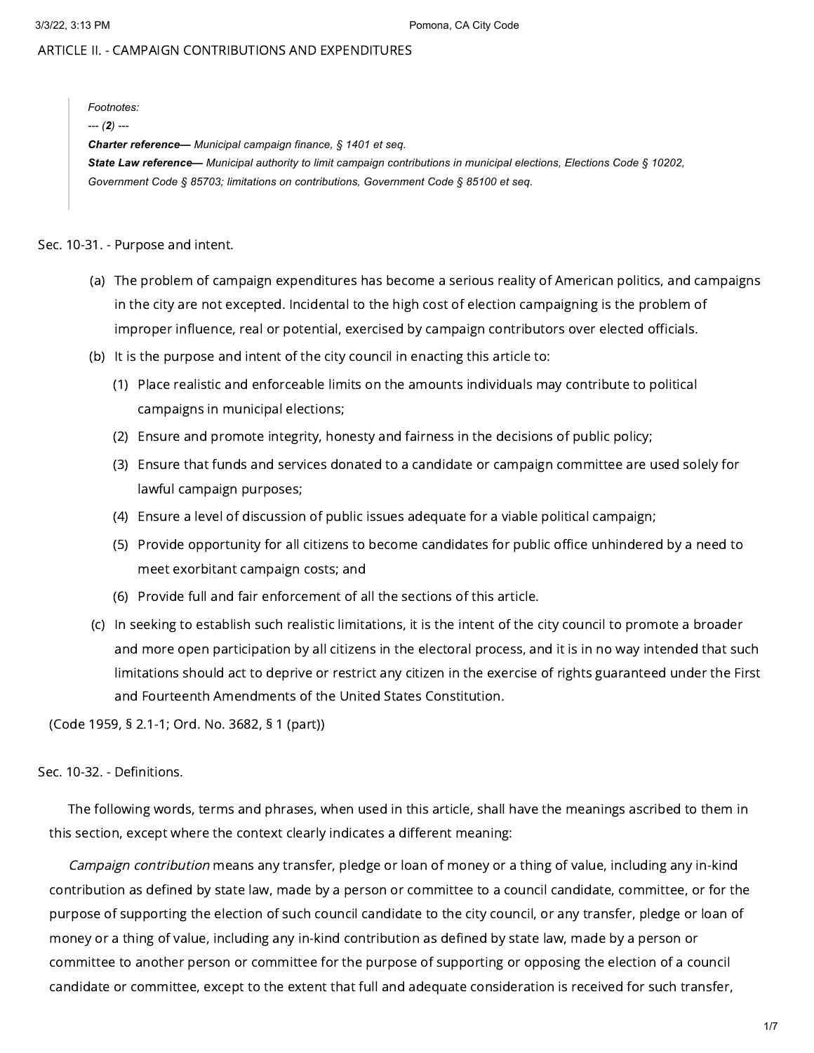## ARTICLE II. - CAMPAIGN CONTRIBUTIONS AND EXPENDITURES

> *Footnotes:*
>
> *--- (**2**) ---*
>
> ***Charter reference—*** *Municipal campaign finance, § 1401 et seq.*
>
> ***State Law reference—*** *Municipal authority to limit campaign contributions in municipal elections, Elections Code § 10202, Government Code § 85703; limitations on contributions, Government Code § 85100 et seq.*

### Sec. 10-31. - Purpose and intent.

(a) The problem of campaign expenditures has become a serious reality of American politics, and campaigns in the city are not excepted. Incidental to the high cost of election campaigning is the problem of improper influence, real or potential, exercised by campaign contributors over elected officials.

(b) It is the purpose and intent of the city council in enacting this article to:

  (1) Place realistic and enforceable limits on the amounts individuals may contribute to political campaigns in municipal elections;

  (2) Ensure and promote integrity, honesty and fairness in the decisions of public policy;

  (3) Ensure that funds and services donated to a candidate or campaign committee are used solely for lawful campaign purposes;

  (4) Ensure a level of discussion of public issues adequate for a viable political campaign;

  (5) Provide opportunity for all citizens to become candidates for public office unhindered by a need to meet exorbitant campaign costs; and

  (6) Provide full and fair enforcement of all the sections of this article.

(c) In seeking to establish such realistic limitations, it is the intent of the city council to promote a broader and more open participation by all citizens in the electoral process, and it is in no way intended that such limitations should act to deprive or restrict any citizen in the exercise of rights guaranteed under the First and Fourteenth Amendments of the United States Constitution.

(Code 1959, § 2.1-1; Ord. No. 3682, § 1 (part))

### Sec. 10-32. - Definitions.

The following words, terms and phrases, when used in this article, shall have the meanings ascribed to them in this section, except where the context clearly indicates a different meaning:

*Campaign contribution* means any transfer, pledge or loan of money or a thing of value, including any in-kind contribution as defined by state law, made by a person or committee to a council candidate, committee, or for the purpose of supporting the election of such council candidate to the city council, or any transfer, pledge or loan of money or a thing of value, including any in-kind contribution as defined by state law, made by a person or committee to another person or committee for the purpose of supporting or opposing the election of a council candidate or committee, except to the extent that full and adequate consideration is received for such transfer,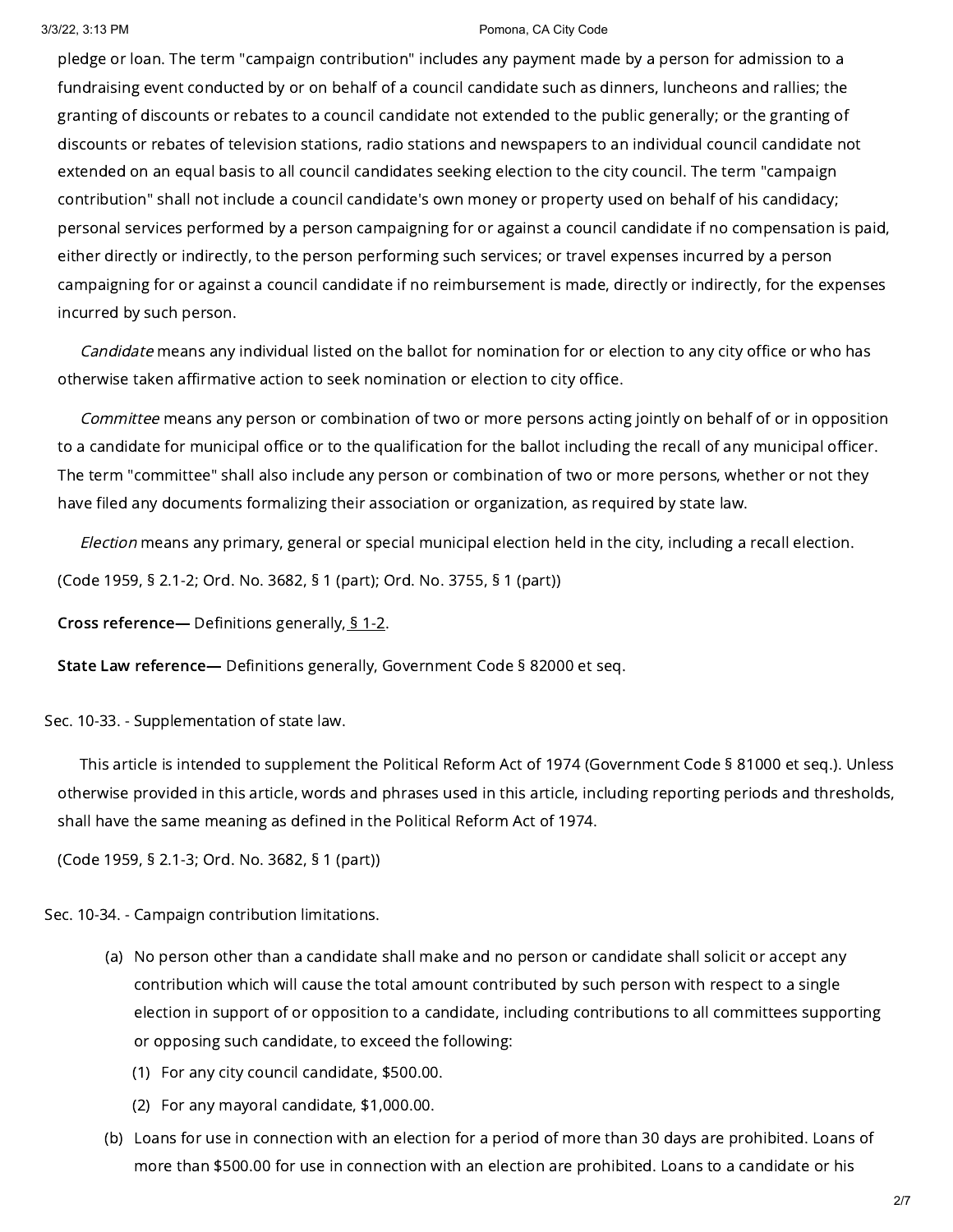pledge or loan. The term "campaign contribution" includes any payment made by a person for admission to a fundraising event conducted by or on behalf of a council candidate such as dinners, luncheons and rallies; the granting of discounts or rebates to a council candidate not extended to the public generally; or the granting of discounts or rebates of television stations, radio stations and newspapers to an individual council candidate not extended on an equal basis to all council candidates seeking election to the city council. The term "campaign contribution" shall not include a council candidate's own money or property used on behalf of his candidacy; personal services performed by a person campaigning for or against a council candidate if no compensation is paid, either directly or indirectly, to the person performing such services; or travel expenses incurred by a person campaigning for or against a council candidate if no reimbursement is made, directly or indirectly, for the expenses incurred by such person.

*Candidate* means any individual listed on the ballot for nomination for or election to any city office or who has otherwise taken affirmative action to seek nomination or election to city office.

*Committee* means any person or combination of two or more persons acting jointly on behalf of or in opposition to a candidate for municipal office or to the qualification for the ballot including the recall of any municipal officer. The term "committee" shall also include any person or combination of two or more persons, whether or not they have filed any documents formalizing their association or organization, as required by state law.

*Election* means any primary, general or special municipal election held in the city, including a recall election.

(Code 1959, § 2.1-2; Ord. No. 3682, § 1 (part); Ord. No. 3755, § 1 (part))

**Cross reference—** Definitions generally, § 1-2.

**State Law reference—** Definitions generally, Government Code § 82000 et seq.

Sec. 10-33. - Supplementation of state law.

This article is intended to supplement the Political Reform Act of 1974 (Government Code § 81000 et seq.). Unless otherwise provided in this article, words and phrases used in this article, including reporting periods and thresholds, shall have the same meaning as defined in the Political Reform Act of 1974.

(Code 1959, § 2.1-3; Ord. No. 3682, § 1 (part))

Sec. 10-34. - Campaign contribution limitations.

(a) No person other than a candidate shall make and no person or candidate shall solicit or accept any contribution which will cause the total amount contributed by such person with respect to a single election in support of or opposition to a candidate, including contributions to all committees supporting or opposing such candidate, to exceed the following:

   (1) For any city council candidate, $500.00.

   (2) For any mayoral candidate, $1,000.00.

(b) Loans for use in connection with an election for a period of more than 30 days are prohibited. Loans of more than $500.00 for use in connection with an election are prohibited. Loans to a candidate or his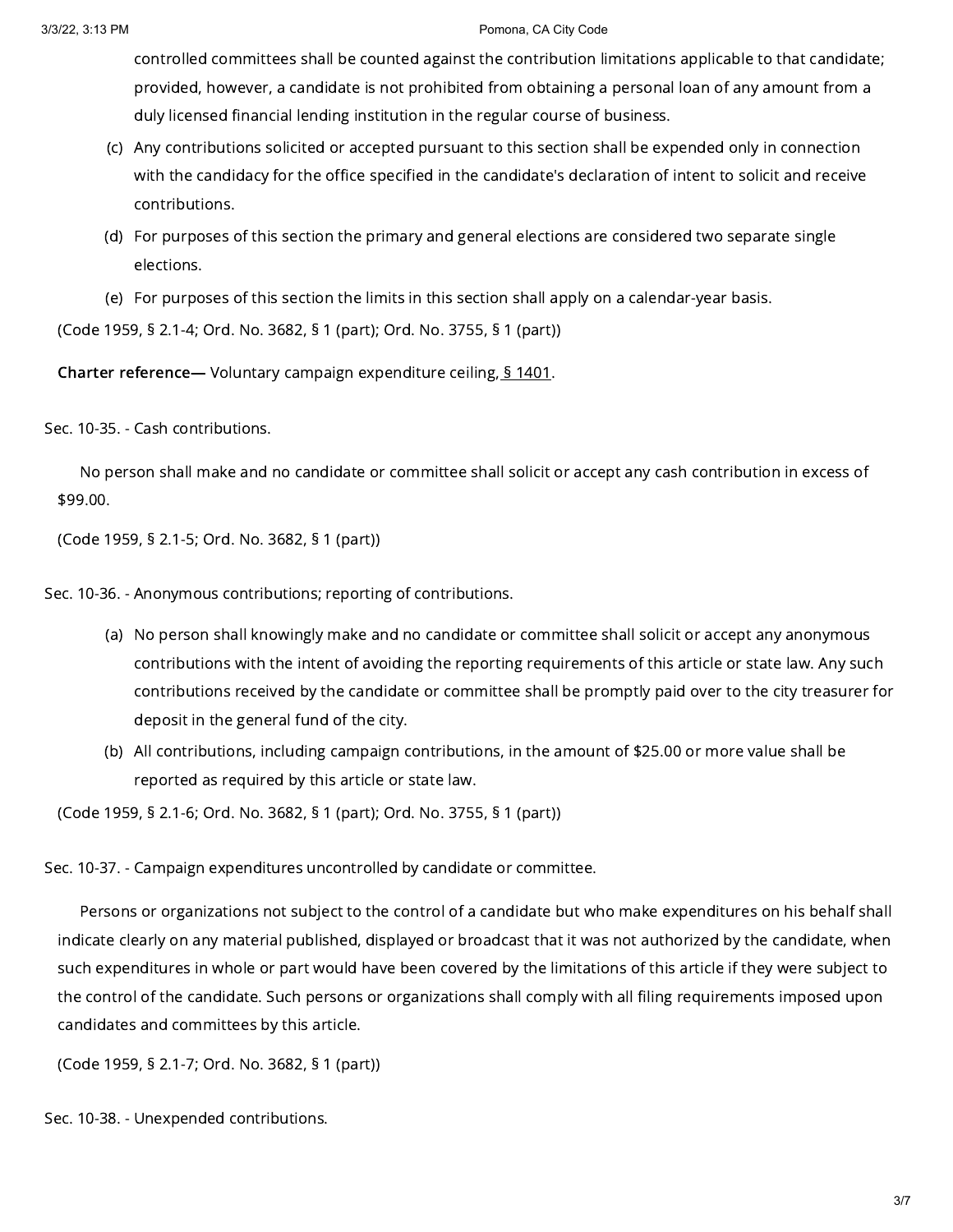controlled committees shall be counted against the contribution limitations applicable to that candidate; provided, however, a candidate is not prohibited from obtaining a personal loan of any amount from a duly licensed financial lending institution in the regular course of business.

(c) Any contributions solicited or accepted pursuant to this section shall be expended only in connection with the candidacy for the office specified in the candidate's declaration of intent to solicit and receive contributions.

(d) For purposes of this section the primary and general elections are considered two separate single elections.

(e) For purposes of this section the limits in this section shall apply on a calendar-year basis.

(Code 1959, § 2.1-4; Ord. No. 3682, § 1 (part); Ord. No. 3755, § 1 (part))

**Charter reference—** Voluntary campaign expenditure ceiling, § 1401.

Sec. 10-35. - Cash contributions.

No person shall make and no candidate or committee shall solicit or accept any cash contribution in excess of $99.00.

(Code 1959, § 2.1-5; Ord. No. 3682, § 1 (part))

Sec. 10-36. - Anonymous contributions; reporting of contributions.

(a) No person shall knowingly make and no candidate or committee shall solicit or accept any anonymous contributions with the intent of avoiding the reporting requirements of this article or state law. Any such contributions received by the candidate or committee shall be promptly paid over to the city treasurer for deposit in the general fund of the city.

(b) All contributions, including campaign contributions, in the amount of $25.00 or more value shall be reported as required by this article or state law.

(Code 1959, § 2.1-6; Ord. No. 3682, § 1 (part); Ord. No. 3755, § 1 (part))

Sec. 10-37. - Campaign expenditures uncontrolled by candidate or committee.

Persons or organizations not subject to the control of a candidate but who make expenditures on his behalf shall indicate clearly on any material published, displayed or broadcast that it was not authorized by the candidate, when such expenditures in whole or part would have been covered by the limitations of this article if they were subject to the control of the candidate. Such persons or organizations shall comply with all filing requirements imposed upon candidates and committees by this article.

(Code 1959, § 2.1-7; Ord. No. 3682, § 1 (part))

Sec. 10-38. - Unexpended contributions.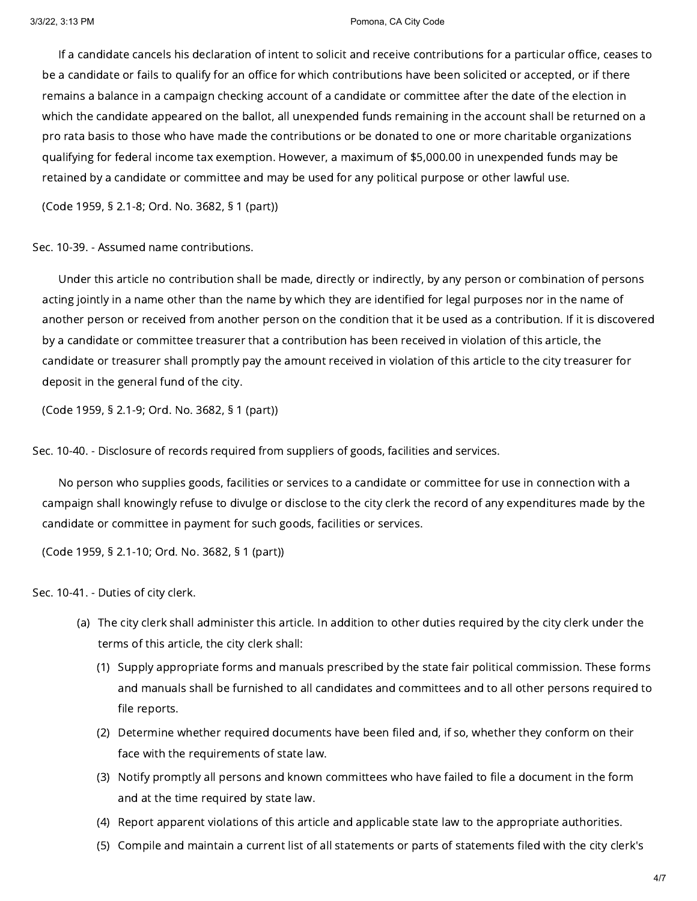If a candidate cancels his declaration of intent to solicit and receive contributions for a particular office, ceases to be a candidate or fails to qualify for an office for which contributions have been solicited or accepted, or if there remains a balance in a campaign checking account of a candidate or committee after the date of the election in which the candidate appeared on the ballot, all unexpended funds remaining in the account shall be returned on a pro rata basis to those who have made the contributions or be donated to one or more charitable organizations qualifying for federal income tax exemption. However, a maximum of $5,000.00 in unexpended funds may be retained by a candidate or committee and may be used for any political purpose or other lawful use.

(Code 1959, § 2.1-8; Ord. No. 3682, § 1 (part))

Sec. 10-39. - Assumed name contributions.

Under this article no contribution shall be made, directly or indirectly, by any person or combination of persons acting jointly in a name other than the name by which they are identified for legal purposes nor in the name of another person or received from another person on the condition that it be used as a contribution. If it is discovered by a candidate or committee treasurer that a contribution has been received in violation of this article, the candidate or treasurer shall promptly pay the amount received in violation of this article to the city treasurer for deposit in the general fund of the city.

(Code 1959, § 2.1-9; Ord. No. 3682, § 1 (part))

Sec. 10-40. - Disclosure of records required from suppliers of goods, facilities and services.

No person who supplies goods, facilities or services to a candidate or committee for use in connection with a campaign shall knowingly refuse to divulge or disclose to the city clerk the record of any expenditures made by the candidate or committee in payment for such goods, facilities or services.

(Code 1959, § 2.1-10; Ord. No. 3682, § 1 (part))

Sec. 10-41. - Duties of city clerk.

(a) The city clerk shall administer this article. In addition to other duties required by the city clerk under the terms of this article, the city clerk shall:

   (1) Supply appropriate forms and manuals prescribed by the state fair political commission. These forms and manuals shall be furnished to all candidates and committees and to all other persons required to file reports.

   (2) Determine whether required documents have been filed and, if so, whether they conform on their face with the requirements of state law.

   (3) Notify promptly all persons and known committees who have failed to file a document in the form and at the time required by state law.

   (4) Report apparent violations of this article and applicable state law to the appropriate authorities.

   (5) Compile and maintain a current list of all statements or parts of statements filed with the city clerk's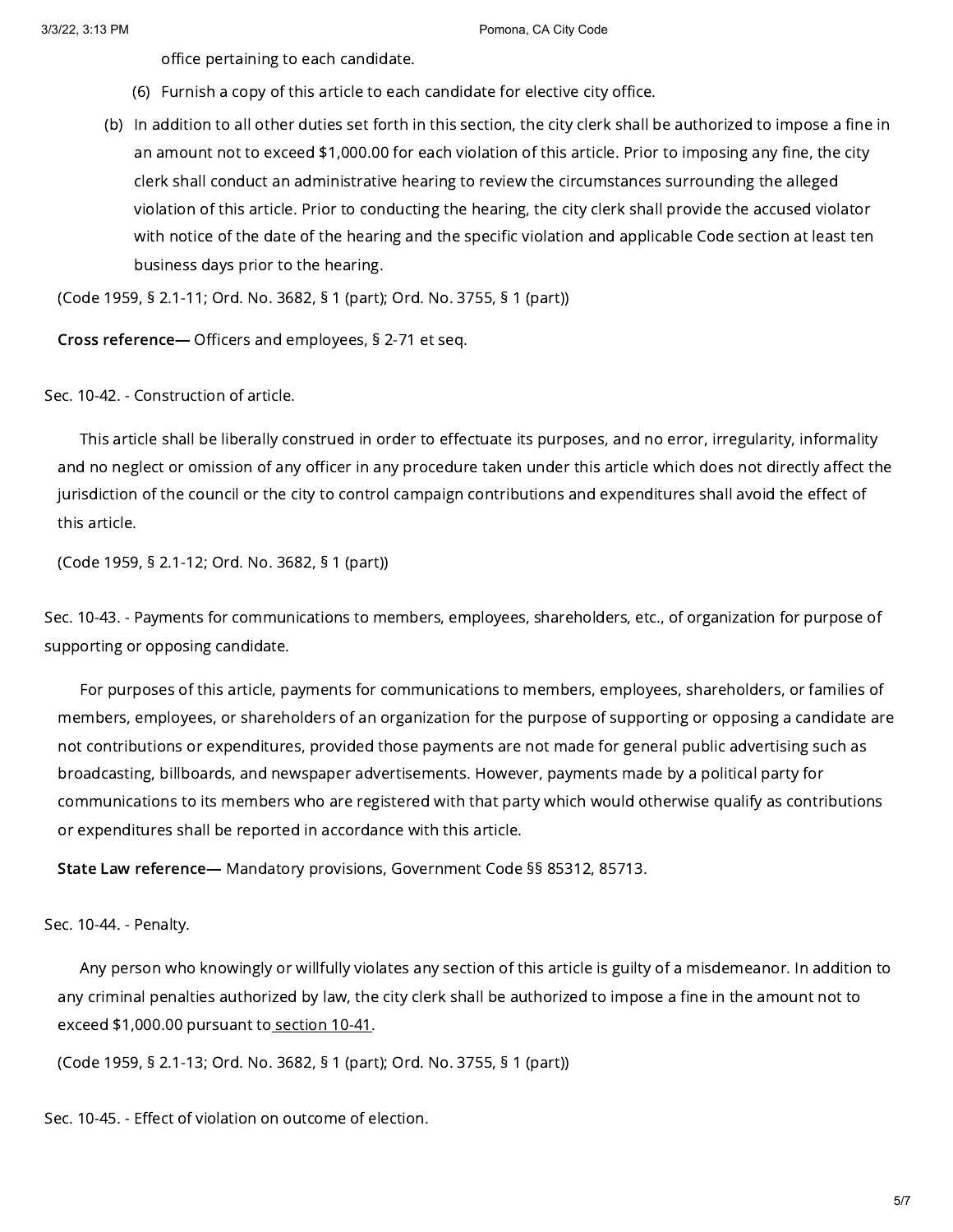office pertaining to each candidate.

(6) Furnish a copy of this article to each candidate for elective city office.

(b) In addition to all other duties set forth in this section, the city clerk shall be authorized to impose a fine in an amount not to exceed $1,000.00 for each violation of this article. Prior to imposing any fine, the city clerk shall conduct an administrative hearing to review the circumstances surrounding the alleged violation of this article. Prior to conducting the hearing, the city clerk shall provide the accused violator with notice of the date of the hearing and the specific violation and applicable Code section at least ten business days prior to the hearing.

(Code 1959, § 2.1-11; Ord. No. 3682, § 1 (part); Ord. No. 3755, § 1 (part))

**Cross reference—** Officers and employees, § 2-71 et seq.

Sec. 10-42. - Construction of article.

This article shall be liberally construed in order to effectuate its purposes, and no error, irregularity, informality and no neglect or omission of any officer in any procedure taken under this article which does not directly affect the jurisdiction of the council or the city to control campaign contributions and expenditures shall avoid the effect of this article.

(Code 1959, § 2.1-12; Ord. No. 3682, § 1 (part))

Sec. 10-43. - Payments for communications to members, employees, shareholders, etc., of organization for purpose of supporting or opposing candidate.

For purposes of this article, payments for communications to members, employees, shareholders, or families of members, employees, or shareholders of an organization for the purpose of supporting or opposing a candidate are not contributions or expenditures, provided those payments are not made for general public advertising such as broadcasting, billboards, and newspaper advertisements. However, payments made by a political party for communications to its members who are registered with that party which would otherwise qualify as contributions or expenditures shall be reported in accordance with this article.

**State Law reference—** Mandatory provisions, Government Code §§ 85312, 85713.

Sec. 10-44. - Penalty.

Any person who knowingly or willfully violates any section of this article is guilty of a misdemeanor. In addition to any criminal penalties authorized by law, the city clerk shall be authorized to impose a fine in the amount not to exceed $1,000.00 pursuant to section 10-41.

(Code 1959, § 2.1-13; Ord. No. 3682, § 1 (part); Ord. No. 3755, § 1 (part))

Sec. 10-45. - Effect of violation on outcome of election.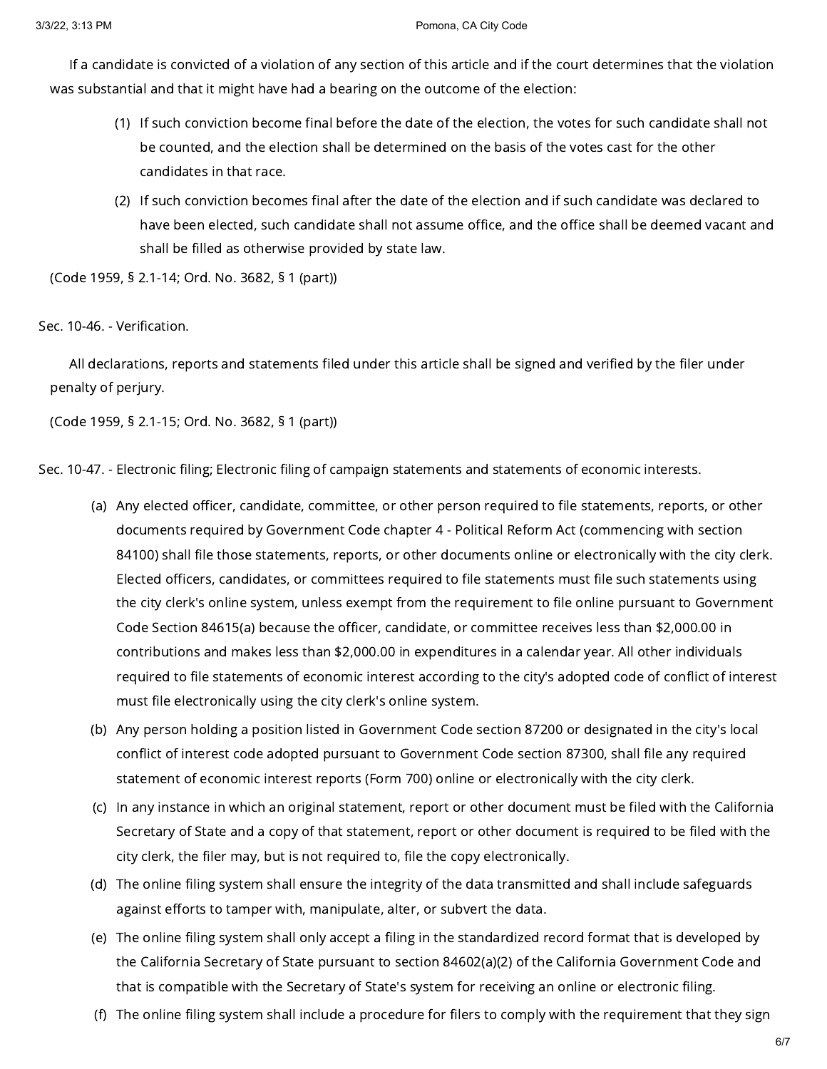If a candidate is convicted of a violation of any section of this article and if the court determines that the violation was substantial and that it might have had a bearing on the outcome of the election:

(1) If such conviction become final before the date of the election, the votes for such candidate shall not be counted, and the election shall be determined on the basis of the votes cast for the other candidates in that race.

(2) If such conviction becomes final after the date of the election and if such candidate was declared to have been elected, such candidate shall not assume office, and the office shall be deemed vacant and shall be filled as otherwise provided by state law.

(Code 1959, § 2.1-14; Ord. No. 3682, § 1 (part))

Sec. 10-46. - Verification.

All declarations, reports and statements filed under this article shall be signed and verified by the filer under penalty of perjury.

(Code 1959, § 2.1-15; Ord. No. 3682, § 1 (part))

Sec. 10-47. - Electronic filing; Electronic filing of campaign statements and statements of economic interests.

(a) Any elected officer, candidate, committee, or other person required to file statements, reports, or other documents required by Government Code chapter 4 - Political Reform Act (commencing with section 84100) shall file those statements, reports, or other documents online or electronically with the city clerk. Elected officers, candidates, or committees required to file statements must file such statements using the city clerk's online system, unless exempt from the requirement to file online pursuant to Government Code Section 84615(a) because the officer, candidate, or committee receives less than $2,000.00 in contributions and makes less than $2,000.00 in expenditures in a calendar year. All other individuals required to file statements of economic interest according to the city's adopted code of conflict of interest must file electronically using the city clerk's online system.

(b) Any person holding a position listed in Government Code section 87200 or designated in the city's local conflict of interest code adopted pursuant to Government Code section 87300, shall file any required statement of economic interest reports (Form 700) online or electronically with the city clerk.

(c) In any instance in which an original statement, report or other document must be filed with the California Secretary of State and a copy of that statement, report or other document is required to be filed with the city clerk, the filer may, but is not required to, file the copy electronically.

(d) The online filing system shall ensure the integrity of the data transmitted and shall include safeguards against efforts to tamper with, manipulate, alter, or subvert the data.

(e) The online filing system shall only accept a filing in the standardized record format that is developed by the California Secretary of State pursuant to section 84602(a)(2) of the California Government Code and that is compatible with the Secretary of State's system for receiving an online or electronic filing.

(f) The online filing system shall include a procedure for filers to comply with the requirement that they sign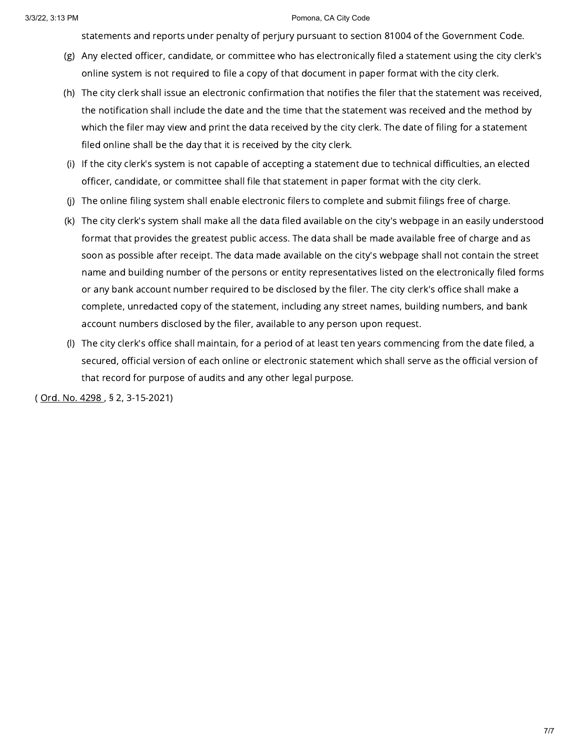statements and reports under penalty of perjury pursuant to section 81004 of the Government Code.

(g) Any elected officer, candidate, or committee who has electronically filed a statement using the city clerk's online system is not required to file a copy of that document in paper format with the city clerk.

(h) The city clerk shall issue an electronic confirmation that notifies the filer that the statement was received, the notification shall include the date and the time that the statement was received and the method by which the filer may view and print the data received by the city clerk. The date of filing for a statement filed online shall be the day that it is received by the city clerk.

(i) If the city clerk's system is not capable of accepting a statement due to technical difficulties, an elected officer, candidate, or committee shall file that statement in paper format with the city clerk.

(j) The online filing system shall enable electronic filers to complete and submit filings free of charge.

(k) The city clerk's system shall make all the data filed available on the city's webpage in an easily understood format that provides the greatest public access. The data shall be made available free of charge and as soon as possible after receipt. The data made available on the city's webpage shall not contain the street name and building number of the persons or entity representatives listed on the electronically filed forms or any bank account number required to be disclosed by the filer. The city clerk's office shall make a complete, unredacted copy of the statement, including any street names, building numbers, and bank account numbers disclosed by the filer, available to any person upon request.

(l) The city clerk's office shall maintain, for a period of at least ten years commencing from the date filed, a secured, official version of each online or electronic statement which shall serve as the official version of that record for purpose of audits and any other legal purpose.

( Ord. No. 4298 , § 2, 3-15-2021)